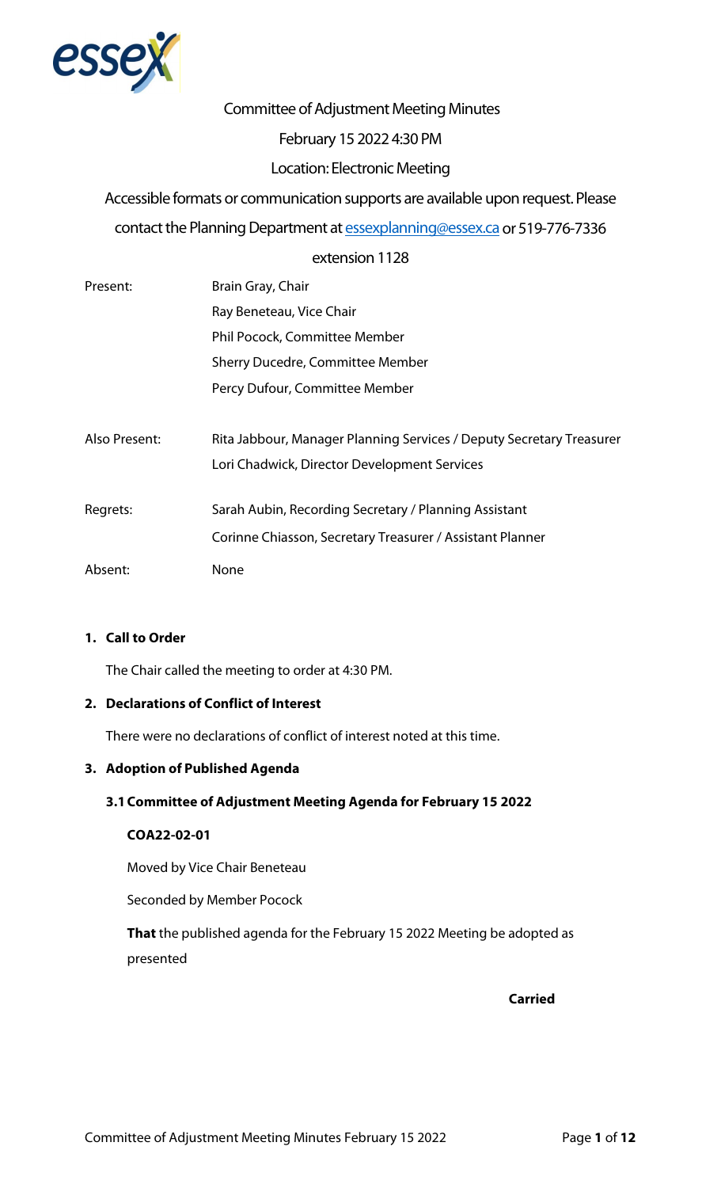Committee of Adjustment Meeting Minutes

February 15 2022 4:30 PM

Location: Electronic Meeting

Accessible formats or communication supports are available upon request. Please contact the Planning Department at essexplanning@essex.ca or 519-776-7336 extension 1128

| | |
|---|---|
| Present: | Brain Gray, Chair |
| | Ray Beneteau, Vice Chair |
| | Phil Pocock, Committee Member |
| | Sherry Ducedre, Committee Member |
| | Percy Dufour, Committee Member |
| Also Present: | Rita Jabbour, Manager Planning Services / Deputy Secretary Treasurer |
| | Lori Chadwick, Director Development Services |
| Regrets: | Sarah Aubin, Recording Secretary / Planning Assistant |
| | Corinne Chiasson, Secretary Treasurer / Assistant Planner |
| Absent: | None |

## 1. Call to Order

The Chair called the meeting to order at 4:30 PM.

## 2. Declarations of Conflict of Interest

There were no declarations of conflict of interest noted at this time.

## 3. Adoption of Published Agenda

### 3.1 Committee of Adjustment Meeting Agenda for February 15 2022

**COA22-02-01**

Moved by Vice Chair Beneteau

Seconded by Member Pocock

**That** the published agenda for the February 15 2022 Meeting be adopted as presented

**Carried**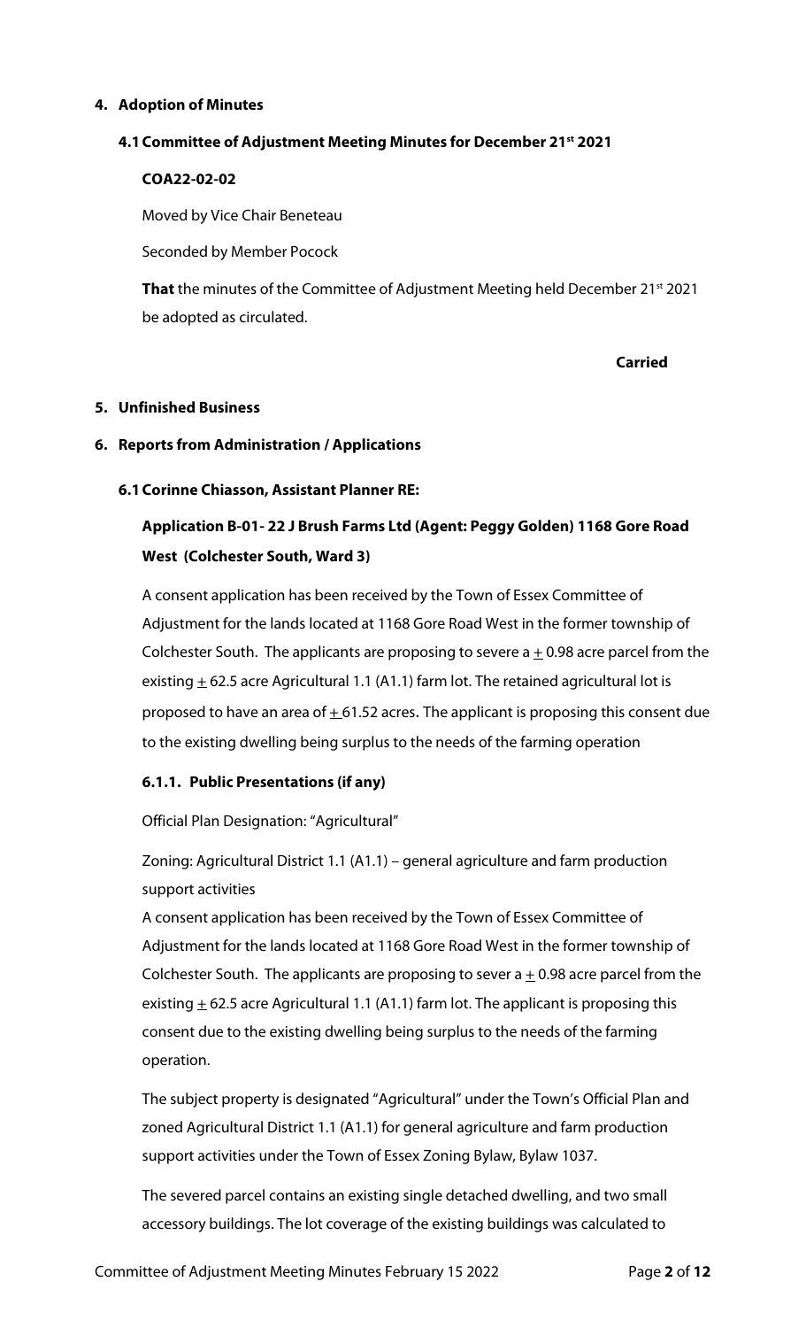## 4. Adoption of Minutes

### 4.1 Committee of Adjustment Meeting Minutes for December 21st 2021

**COA22-02-02**

Moved by Vice Chair Beneteau

Seconded by Member Pocock

**That** the minutes of the Committee of Adjustment Meeting held December 21st 2021 be adopted as circulated.

**Carried**

## 5. Unfinished Business

## 6. Reports from Administration / Applications

### 6.1 Corinne Chiasson, Assistant Planner RE:

### Application B-01- 22 J Brush Farms Ltd (Agent: Peggy Golden) 1168 Gore Road West (Colchester South, Ward 3)

A consent application has been received by the Town of Essex Committee of Adjustment for the lands located at 1168 Gore Road West in the former township of Colchester South. The applicants are proposing to severe a ± 0.98 acre parcel from the existing ± 62.5 acre Agricultural 1.1 (A1.1) farm lot. The retained agricultural lot is proposed to have an area of ± 61.52 acres. The applicant is proposing this consent due to the existing dwelling being surplus to the needs of the farming operation

#### 6.1.1. Public Presentations (if any)

Official Plan Designation: "Agricultural"

Zoning: Agricultural District 1.1 (A1.1) – general agriculture and farm production support activities

A consent application has been received by the Town of Essex Committee of Adjustment for the lands located at 1168 Gore Road West in the former township of Colchester South. The applicants are proposing to sever a ± 0.98 acre parcel from the existing ± 62.5 acre Agricultural 1.1 (A1.1) farm lot. The applicant is proposing this consent due to the existing dwelling being surplus to the needs of the farming operation.

The subject property is designated "Agricultural" under the Town's Official Plan and zoned Agricultural District 1.1 (A1.1) for general agriculture and farm production support activities under the Town of Essex Zoning Bylaw, Bylaw 1037.

The severed parcel contains an existing single detached dwelling, and two small accessory buildings. The lot coverage of the existing buildings was calculated to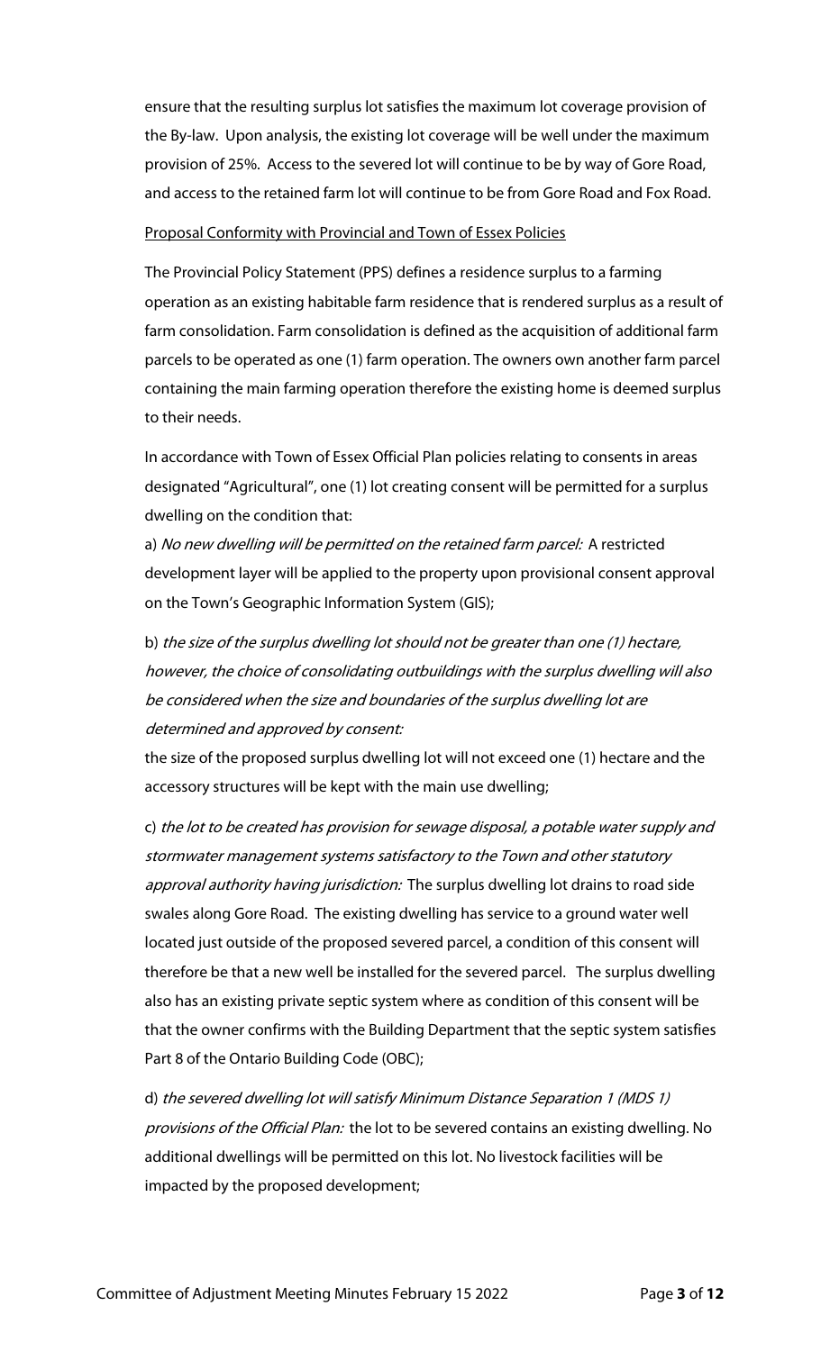ensure that the resulting surplus lot satisfies the maximum lot coverage provision of the By-law. Upon analysis, the existing lot coverage will be well under the maximum provision of 25%. Access to the severed lot will continue to be by way of Gore Road, and access to the retained farm lot will continue to be from Gore Road and Fox Road.

Proposal Conformity with Provincial and Town of Essex Policies

The Provincial Policy Statement (PPS) defines a residence surplus to a farming operation as an existing habitable farm residence that is rendered surplus as a result of farm consolidation. Farm consolidation is defined as the acquisition of additional farm parcels to be operated as one (1) farm operation. The owners own another farm parcel containing the main farming operation therefore the existing home is deemed surplus to their needs.

In accordance with Town of Essex Official Plan policies relating to consents in areas designated "Agricultural", one (1) lot creating consent will be permitted for a surplus dwelling on the condition that:

a) *No new dwelling will be permitted on the retained farm parcel:* A restricted development layer will be applied to the property upon provisional consent approval on the Town's Geographic Information System (GIS);

b) *the size of the surplus dwelling lot should not be greater than one (1) hectare, however, the choice of consolidating outbuildings with the surplus dwelling will also be considered when the size and boundaries of the surplus dwelling lot are determined and approved by consent:*
the size of the proposed surplus dwelling lot will not exceed one (1) hectare and the accessory structures will be kept with the main use dwelling;

c) *the lot to be created has provision for sewage disposal, a potable water supply and stormwater management systems satisfactory to the Town and other statutory approval authority having jurisdiction:* The surplus dwelling lot drains to road side swales along Gore Road. The existing dwelling has service to a ground water well located just outside of the proposed severed parcel, a condition of this consent will therefore be that a new well be installed for the severed parcel. The surplus dwelling also has an existing private septic system where as condition of this consent will be that the owner confirms with the Building Department that the septic system satisfies Part 8 of the Ontario Building Code (OBC);

d) *the severed dwelling lot will satisfy Minimum Distance Separation 1 (MDS 1) provisions of the Official Plan:* the lot to be severed contains an existing dwelling. No additional dwellings will be permitted on this lot. No livestock facilities will be impacted by the proposed development;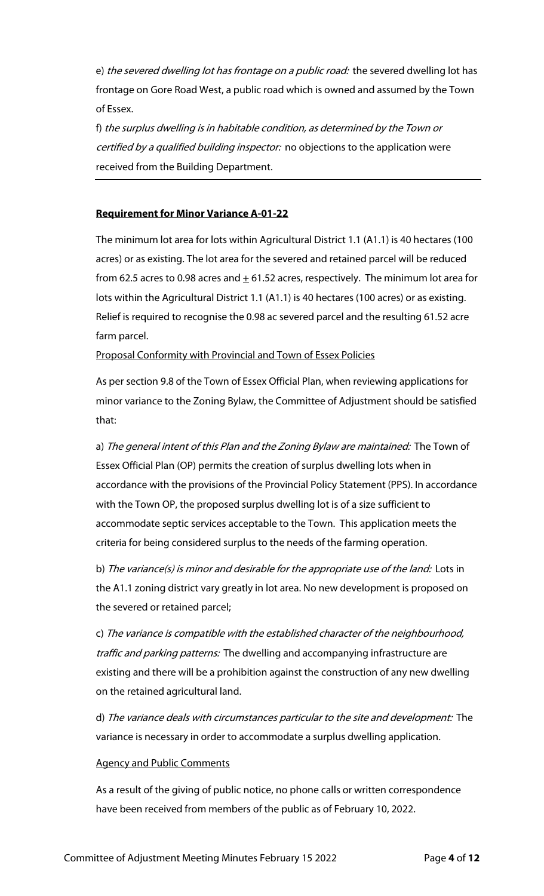e) *the severed dwelling lot has frontage on a public road:* the severed dwelling lot has frontage on Gore Road West, a public road which is owned and assumed by the Town of Essex.

f) *the surplus dwelling is in habitable condition, as determined by the Town or certified by a qualified building inspector:* no objections to the application were received from the Building Department.

---

**Requirement for Minor Variance A-01-22**

The minimum lot area for lots within Agricultural District 1.1 (A1.1) is 40 hectares (100 acres) or as existing. The lot area for the severed and retained parcel will be reduced from 62.5 acres to 0.98 acres and ± 61.52 acres, respectively. The minimum lot area for lots within the Agricultural District 1.1 (A1.1) is 40 hectares (100 acres) or as existing. Relief is required to recognise the 0.98 ac severed parcel and the resulting 61.52 acre farm parcel.

Proposal Conformity with Provincial and Town of Essex Policies

As per section 9.8 of the Town of Essex Official Plan, when reviewing applications for minor variance to the Zoning Bylaw, the Committee of Adjustment should be satisfied that:

a) *The general intent of this Plan and the Zoning Bylaw are maintained:* The Town of Essex Official Plan (OP) permits the creation of surplus dwelling lots when in accordance with the provisions of the Provincial Policy Statement (PPS). In accordance with the Town OP, the proposed surplus dwelling lot is of a size sufficient to accommodate septic services acceptable to the Town. This application meets the criteria for being considered surplus to the needs of the farming operation.

b) *The variance(s) is minor and desirable for the appropriate use of the land:* Lots in the A1.1 zoning district vary greatly in lot area. No new development is proposed on the severed or retained parcel;

c) *The variance is compatible with the established character of the neighbourhood, traffic and parking patterns:* The dwelling and accompanying infrastructure are existing and there will be a prohibition against the construction of any new dwelling on the retained agricultural land.

d) *The variance deals with circumstances particular to the site and development:* The variance is necessary in order to accommodate a surplus dwelling application.

Agency and Public Comments

As a result of the giving of public notice, no phone calls or written correspondence have been received from members of the public as of February 10, 2022.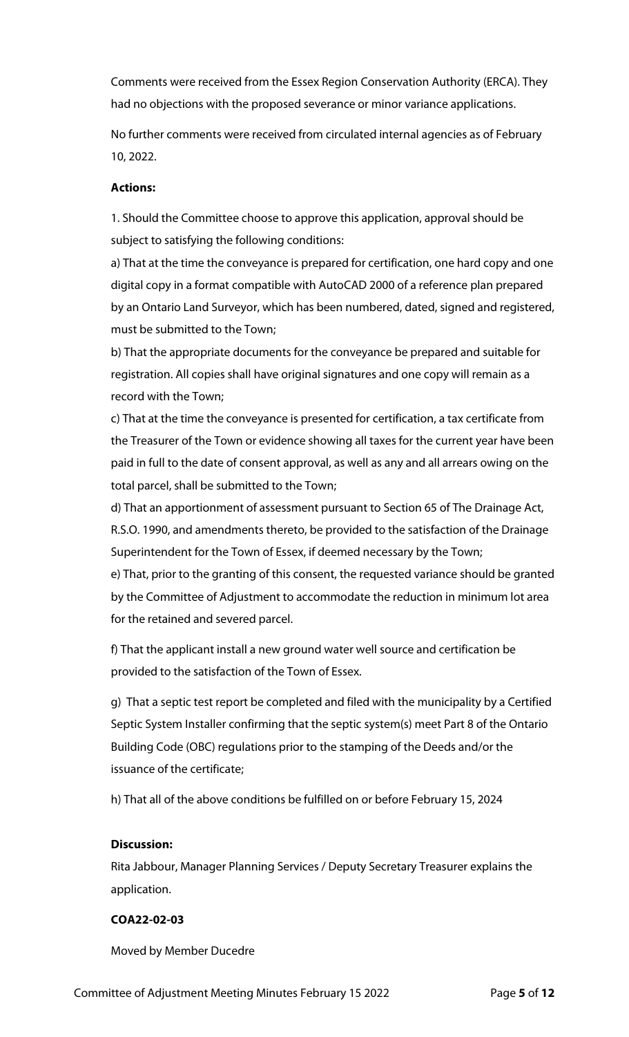Comments were received from the Essex Region Conservation Authority (ERCA). They had no objections with the proposed severance or minor variance applications.

No further comments were received from circulated internal agencies as of February 10, 2022.

**Actions:**

1. Should the Committee choose to approve this application, approval should be subject to satisfying the following conditions:

a) That at the time the conveyance is prepared for certification, one hard copy and one digital copy in a format compatible with AutoCAD 2000 of a reference plan prepared by an Ontario Land Surveyor, which has been numbered, dated, signed and registered, must be submitted to the Town;

b) That the appropriate documents for the conveyance be prepared and suitable for registration. All copies shall have original signatures and one copy will remain as a record with the Town;

c) That at the time the conveyance is presented for certification, a tax certificate from the Treasurer of the Town or evidence showing all taxes for the current year have been paid in full to the date of consent approval, as well as any and all arrears owing on the total parcel, shall be submitted to the Town;

d) That an apportionment of assessment pursuant to Section 65 of The Drainage Act, R.S.O. 1990, and amendments thereto, be provided to the satisfaction of the Drainage Superintendent for the Town of Essex, if deemed necessary by the Town;

e) That, prior to the granting of this consent, the requested variance should be granted by the Committee of Adjustment to accommodate the reduction in minimum lot area for the retained and severed parcel.

f) That the applicant install a new ground water well source and certification be provided to the satisfaction of the Town of Essex.

g) That a septic test report be completed and filed with the municipality by a Certified Septic System Installer confirming that the septic system(s) meet Part 8 of the Ontario Building Code (OBC) regulations prior to the stamping of the Deeds and/or the issuance of the certificate;

h) That all of the above conditions be fulfilled on or before February 15, 2024

**Discussion:**

Rita Jabbour, Manager Planning Services / Deputy Secretary Treasurer explains the application.

**COA22-02-03**

Moved by Member Ducedre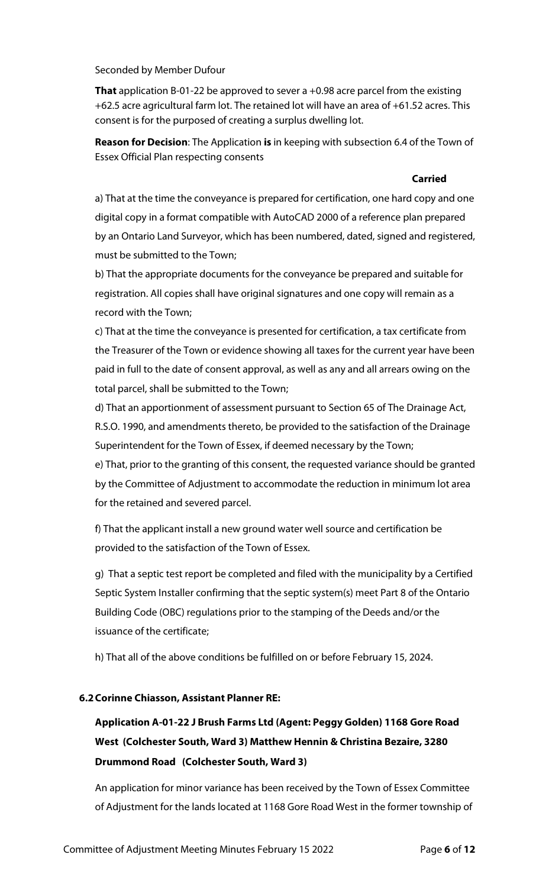Seconded by Member Dufour

**That** application B-01-22 be approved to sever a +0.98 acre parcel from the existing +62.5 acre agricultural farm lot. The retained lot will have an area of +61.52 acres. This consent is for the purposed of creating a surplus dwelling lot.

**Reason for Decision**: The Application **is** in keeping with subsection 6.4 of the Town of Essex Official Plan respecting consents

**Carried**

a) That at the time the conveyance is prepared for certification, one hard copy and one digital copy in a format compatible with AutoCAD 2000 of a reference plan prepared by an Ontario Land Surveyor, which has been numbered, dated, signed and registered, must be submitted to the Town;

b) That the appropriate documents for the conveyance be prepared and suitable for registration. All copies shall have original signatures and one copy will remain as a record with the Town;

c) That at the time the conveyance is presented for certification, a tax certificate from the Treasurer of the Town or evidence showing all taxes for the current year have been paid in full to the date of consent approval, as well as any and all arrears owing on the total parcel, shall be submitted to the Town;

d) That an apportionment of assessment pursuant to Section 65 of The Drainage Act, R.S.O. 1990, and amendments thereto, be provided to the satisfaction of the Drainage Superintendent for the Town of Essex, if deemed necessary by the Town;

e) That, prior to the granting of this consent, the requested variance should be granted by the Committee of Adjustment to accommodate the reduction in minimum lot area for the retained and severed parcel.

f) That the applicant install a new ground water well source and certification be provided to the satisfaction of the Town of Essex.

g) That a septic test report be completed and filed with the municipality by a Certified Septic System Installer confirming that the septic system(s) meet Part 8 of the Ontario Building Code (OBC) regulations prior to the stamping of the Deeds and/or the issuance of the certificate;

h) That all of the above conditions be fulfilled on or before February 15, 2024.

### 6.2 Corinne Chiasson, Assistant Planner RE:

**Application A-01-22 J Brush Farms Ltd (Agent: Peggy Golden) 1168 Gore Road West (Colchester South, Ward 3) Matthew Hennin & Christina Bezaire, 3280 Drummond Road (Colchester South, Ward 3)**

An application for minor variance has been received by the Town of Essex Committee of Adjustment for the lands located at 1168 Gore Road West in the former township of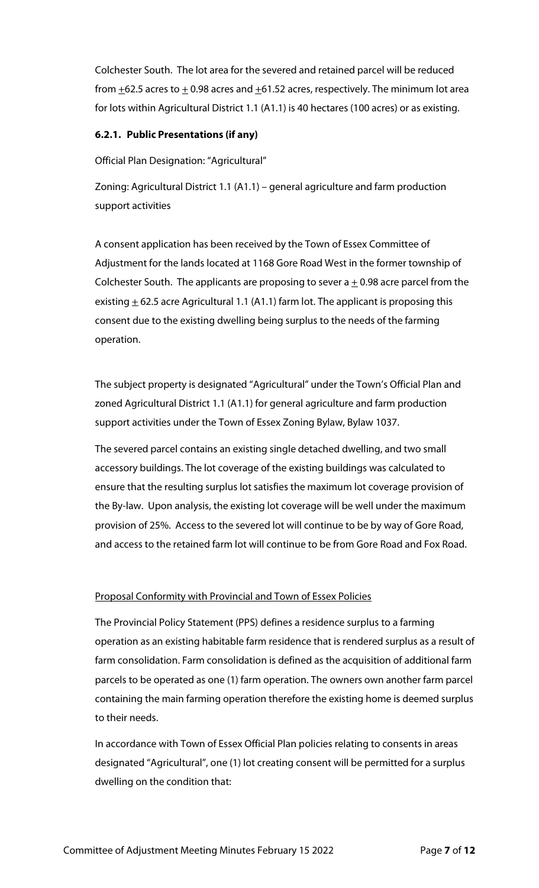Colchester South. The lot area for the severed and retained parcel will be reduced from ±62.5 acres to ± 0.98 acres and ±61.52 acres, respectively. The minimum lot area for lots within Agricultural District 1.1 (A1.1) is 40 hectares (100 acres) or as existing.

#### 6.2.1. Public Presentations (if any)

Official Plan Designation: "Agricultural"

Zoning: Agricultural District 1.1 (A1.1) – general agriculture and farm production support activities

A consent application has been received by the Town of Essex Committee of Adjustment for the lands located at 1168 Gore Road West in the former township of Colchester South. The applicants are proposing to sever a ± 0.98 acre parcel from the existing ± 62.5 acre Agricultural 1.1 (A1.1) farm lot. The applicant is proposing this consent due to the existing dwelling being surplus to the needs of the farming operation.

The subject property is designated "Agricultural" under the Town's Official Plan and zoned Agricultural District 1.1 (A1.1) for general agriculture and farm production support activities under the Town of Essex Zoning Bylaw, Bylaw 1037.

The severed parcel contains an existing single detached dwelling, and two small accessory buildings. The lot coverage of the existing buildings was calculated to ensure that the resulting surplus lot satisfies the maximum lot coverage provision of the By-law. Upon analysis, the existing lot coverage will be well under the maximum provision of 25%. Access to the severed lot will continue to be by way of Gore Road, and access to the retained farm lot will continue to be from Gore Road and Fox Road.

<u>Proposal Conformity with Provincial and Town of Essex Policies</u>

The Provincial Policy Statement (PPS) defines a residence surplus to a farming operation as an existing habitable farm residence that is rendered surplus as a result of farm consolidation. Farm consolidation is defined as the acquisition of additional farm parcels to be operated as one (1) farm operation. The owners own another farm parcel containing the main farming operation therefore the existing home is deemed surplus to their needs.

In accordance with Town of Essex Official Plan policies relating to consents in areas designated "Agricultural", one (1) lot creating consent will be permitted for a surplus dwelling on the condition that: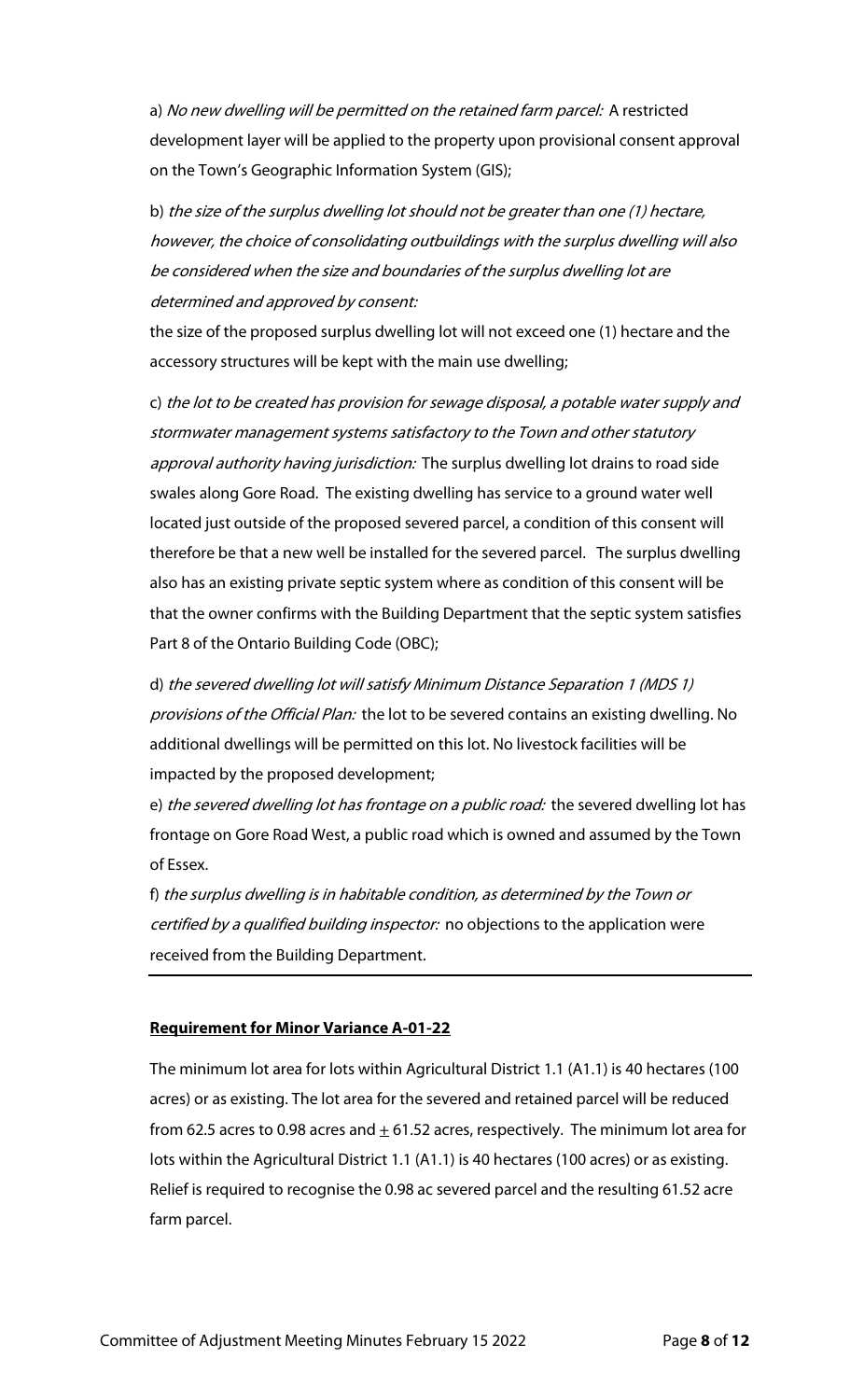a) *No new dwelling will be permitted on the retained farm parcel:* A restricted development layer will be applied to the property upon provisional consent approval on the Town's Geographic Information System (GIS);

b) *the size of the surplus dwelling lot should not be greater than one (1) hectare, however, the choice of consolidating outbuildings with the surplus dwelling will also be considered when the size and boundaries of the surplus dwelling lot are determined and approved by consent:*

the size of the proposed surplus dwelling lot will not exceed one (1) hectare and the accessory structures will be kept with the main use dwelling;

c) *the lot to be created has provision for sewage disposal, a potable water supply and stormwater management systems satisfactory to the Town and other statutory approval authority having jurisdiction:* The surplus dwelling lot drains to road side swales along Gore Road. The existing dwelling has service to a ground water well located just outside of the proposed severed parcel, a condition of this consent will therefore be that a new well be installed for the severed parcel. The surplus dwelling also has an existing private septic system where as condition of this consent will be that the owner confirms with the Building Department that the septic system satisfies Part 8 of the Ontario Building Code (OBC);

d) *the severed dwelling lot will satisfy Minimum Distance Separation 1 (MDS 1) provisions of the Official Plan:* the lot to be severed contains an existing dwelling. No additional dwellings will be permitted on this lot. No livestock facilities will be impacted by the proposed development;

e) *the severed dwelling lot has frontage on a public road:* the severed dwelling lot has frontage on Gore Road West, a public road which is owned and assumed by the Town of Essex.

f) *the surplus dwelling is in habitable condition, as determined by the Town or certified by a qualified building inspector:* no objections to the application were received from the Building Department.

---

**Requirement for Minor Variance A-01-22**

The minimum lot area for lots within Agricultural District 1.1 (A1.1) is 40 hectares (100 acres) or as existing. The lot area for the severed and retained parcel will be reduced from 62.5 acres to 0.98 acres and $\pm$ 61.52 acres, respectively. The minimum lot area for lots within the Agricultural District 1.1 (A1.1) is 40 hectares (100 acres) or as existing. Relief is required to recognise the 0.98 ac severed parcel and the resulting 61.52 acre farm parcel.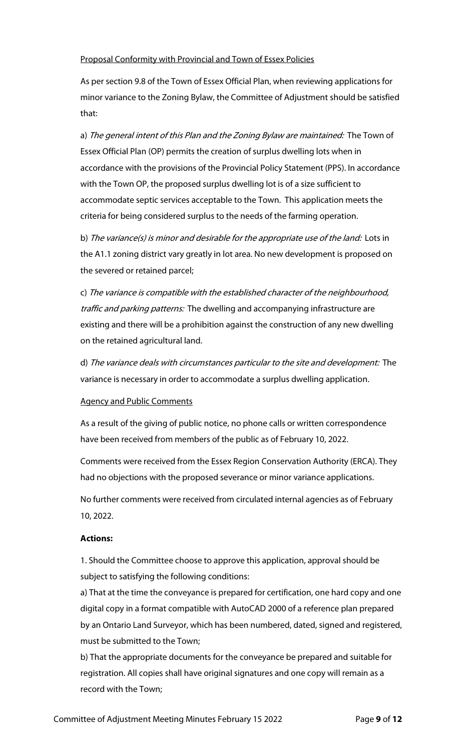Proposal Conformity with Provincial and Town of Essex Policies

As per section 9.8 of the Town of Essex Official Plan, when reviewing applications for minor variance to the Zoning Bylaw, the Committee of Adjustment should be satisfied that:

a) *The general intent of this Plan and the Zoning Bylaw are maintained:* The Town of Essex Official Plan (OP) permits the creation of surplus dwelling lots when in accordance with the provisions of the Provincial Policy Statement (PPS). In accordance with the Town OP, the proposed surplus dwelling lot is of a size sufficient to accommodate septic services acceptable to the Town. This application meets the criteria for being considered surplus to the needs of the farming operation.

b) *The variance(s) is minor and desirable for the appropriate use of the land:* Lots in the A1.1 zoning district vary greatly in lot area. No new development is proposed on the severed or retained parcel;

c) *The variance is compatible with the established character of the neighbourhood, traffic and parking patterns:* The dwelling and accompanying infrastructure are existing and there will be a prohibition against the construction of any new dwelling on the retained agricultural land.

d) *The variance deals with circumstances particular to the site and development:* The variance is necessary in order to accommodate a surplus dwelling application.

Agency and Public Comments

As a result of the giving of public notice, no phone calls or written correspondence have been received from members of the public as of February 10, 2022.

Comments were received from the Essex Region Conservation Authority (ERCA). They had no objections with the proposed severance or minor variance applications.

No further comments were received from circulated internal agencies as of February 10, 2022.

**Actions:**

1. Should the Committee choose to approve this application, approval should be subject to satisfying the following conditions:

a) That at the time the conveyance is prepared for certification, one hard copy and one digital copy in a format compatible with AutoCAD 2000 of a reference plan prepared by an Ontario Land Surveyor, which has been numbered, dated, signed and registered, must be submitted to the Town;

b) That the appropriate documents for the conveyance be prepared and suitable for registration. All copies shall have original signatures and one copy will remain as a record with the Town;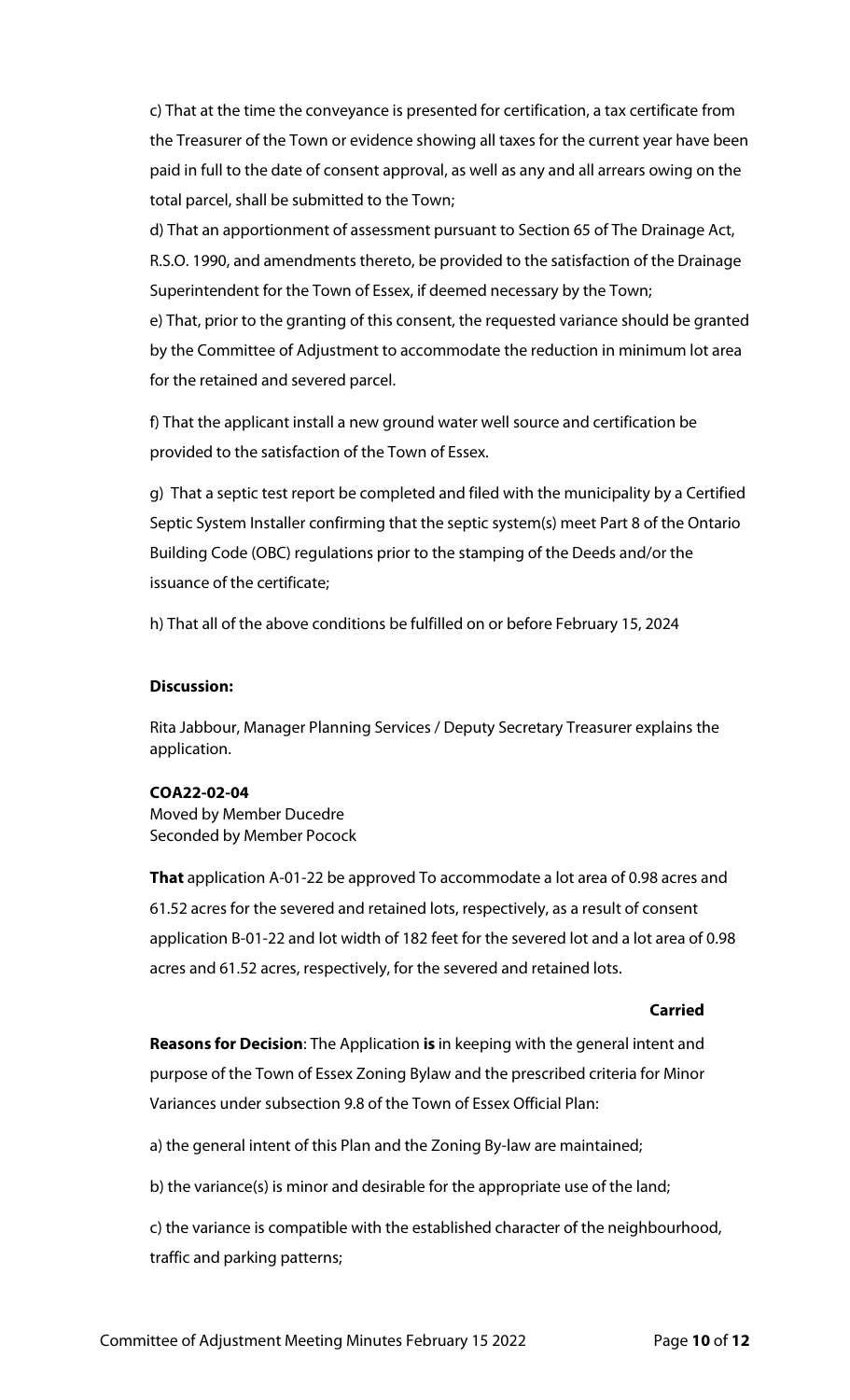c) That at the time the conveyance is presented for certification, a tax certificate from the Treasurer of the Town or evidence showing all taxes for the current year have been paid in full to the date of consent approval, as well as any and all arrears owing on the total parcel, shall be submitted to the Town;

d) That an apportionment of assessment pursuant to Section 65 of The Drainage Act, R.S.O. 1990, and amendments thereto, be provided to the satisfaction of the Drainage Superintendent for the Town of Essex, if deemed necessary by the Town;

e) That, prior to the granting of this consent, the requested variance should be granted by the Committee of Adjustment to accommodate the reduction in minimum lot area for the retained and severed parcel.

f) That the applicant install a new ground water well source and certification be provided to the satisfaction of the Town of Essex.

g) That a septic test report be completed and filed with the municipality by a Certified Septic System Installer confirming that the septic system(s) meet Part 8 of the Ontario Building Code (OBC) regulations prior to the stamping of the Deeds and/or the issuance of the certificate;

h) That all of the above conditions be fulfilled on or before February 15, 2024

**Discussion:**

Rita Jabbour, Manager Planning Services / Deputy Secretary Treasurer explains the application.

**COA22-02-04**
Moved by Member Ducedre
Seconded by Member Pocock

**That** application A-01-22 be approved To accommodate a lot area of 0.98 acres and 61.52 acres for the severed and retained lots, respectively, as a result of consent application B-01-22 and lot width of 182 feet for the severed lot and a lot area of 0.98 acres and 61.52 acres, respectively, for the severed and retained lots.

**Carried**

**Reasons for Decision**: The Application **is** in keeping with the general intent and purpose of the Town of Essex Zoning Bylaw and the prescribed criteria for Minor Variances under subsection 9.8 of the Town of Essex Official Plan:

a) the general intent of this Plan and the Zoning By-law are maintained;

b) the variance(s) is minor and desirable for the appropriate use of the land;

c) the variance is compatible with the established character of the neighbourhood, traffic and parking patterns;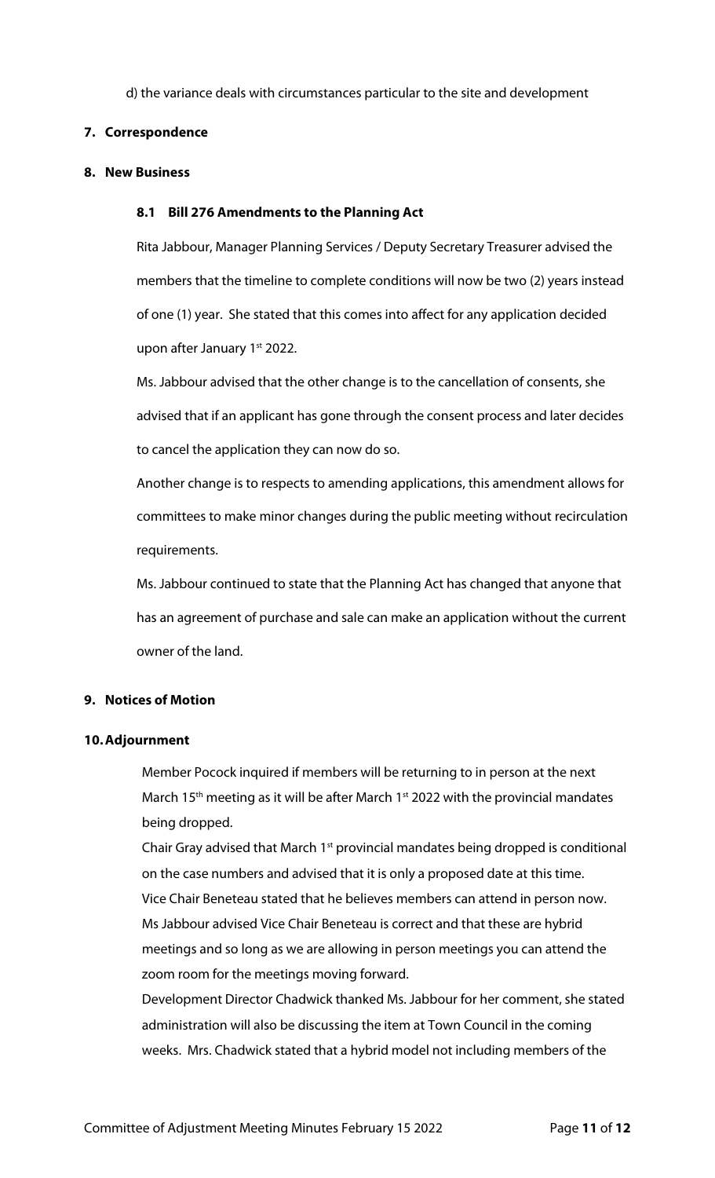d) the variance deals with circumstances particular to the site and development

**7. Correspondence**

**8. New Business**

**8.1 Bill 276 Amendments to the Planning Act**

Rita Jabbour, Manager Planning Services / Deputy Secretary Treasurer advised the members that the timeline to complete conditions will now be two (2) years instead of one (1) year. She stated that this comes into affect for any application decided upon after January 1st 2022.

Ms. Jabbour advised that the other change is to the cancellation of consents, she advised that if an applicant has gone through the consent process and later decides to cancel the application they can now do so.

Another change is to respects to amending applications, this amendment allows for committees to make minor changes during the public meeting without recirculation requirements.

Ms. Jabbour continued to state that the Planning Act has changed that anyone that has an agreement of purchase and sale can make an application without the current owner of the land.

**9. Notices of Motion**

**10. Adjournment**

Member Pocock inquired if members will be returning to in person at the next March 15th meeting as it will be after March 1st 2022 with the provincial mandates being dropped.

Chair Gray advised that March 1st provincial mandates being dropped is conditional on the case numbers and advised that it is only a proposed date at this time.

Vice Chair Beneteau stated that he believes members can attend in person now.

Ms Jabbour advised Vice Chair Beneteau is correct and that these are hybrid meetings and so long as we are allowing in person meetings you can attend the zoom room for the meetings moving forward.

Development Director Chadwick thanked Ms. Jabbour for her comment, she stated administration will also be discussing the item at Town Council in the coming weeks. Mrs. Chadwick stated that a hybrid model not including members of the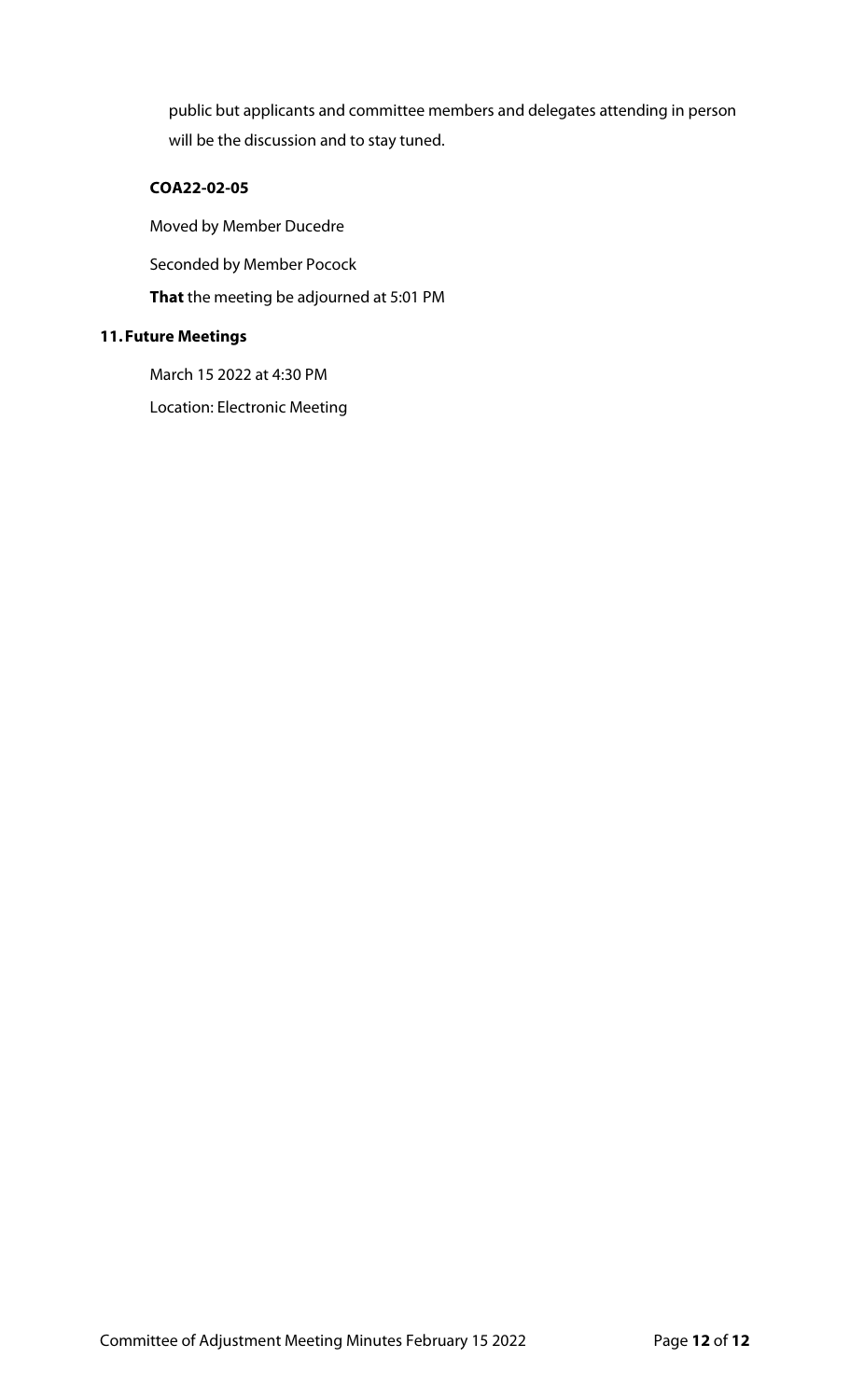public but applicants and committee members and delegates attending in person will be the discussion and to stay tuned.

**COA22-02-05**

Moved by Member Ducedre

Seconded by Member Pocock

**That** the meeting be adjourned at 5:01 PM

## 11. Future Meetings

March 15 2022 at 4:30 PM

Location: Electronic Meeting